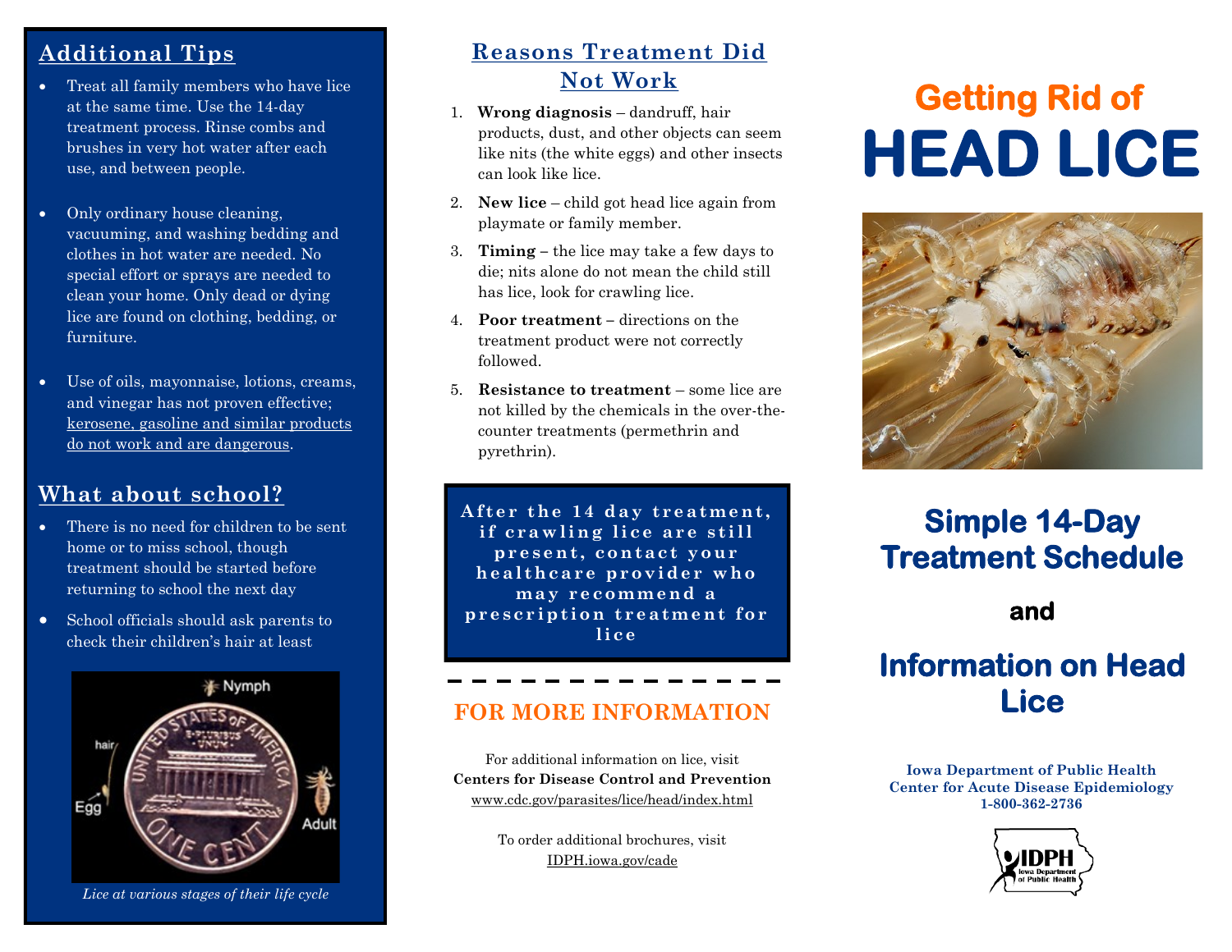## Additional Tips

- Treat all family members who have lice at the same time. Use the 14-day treatment process. Rinse combs and brushes in very hot water after each use, and between people.
- Only ordinary house cleaning, vacuuming, and washing bedding and clothes in hot water are needed. No special effort or sprays are needed to clean your home. Only dead or dying lice are found on clothing, bedding, or furniture.
- Use of oils, mayonnaise, lotions, creams, and vinegar has not proven effective; kerosene, gasoline and similar products do not work and are dangerous.

## What about school?

- There is no need for children to be sent home or to miss school, though treatment should be started before returning to school the next day
- School officials should ask parents to check their children's hair at least

Nymph

hair

Egg

Adult

*Lice at various stages of their life cycle*

## Reasons Treatment Did Not Work

1. **Wrong diagnosis** – dandruff, hair products, dust, and other objects can seem like nits (the white eggs) and other insects can look like lice.
2. **New lice** – child got head lice again from playmate or family member.
3. **Timing** – the lice may take a few days to die; nits alone do not mean the child still has lice, look for crawling lice.
4. **Poor treatment** – directions on the treatment product were not correctly followed.
5. **Resistance to treatment** – some lice are not killed by the chemicals in the over-the-counter treatments (permethrin and pyrethrin).

**After the 14 day treatment, if crawling lice are still present, contact your healthcare provider who may recommend a prescription treatment for lice**

## FOR MORE INFORMATION

For additional information on lice, visit
**Centers for Disease Control and Prevention**
www.cdc.gov/parasites/lice/head/index.html

To order additional brochures, visit
IDPH.iowa.gov/cade

# Getting Rid of HEAD LICE

## Simple 14-Day Treatment Schedule

**and**

## Information on Head Lice

**Iowa Department of Public Health**
**Center for Acute Disease Epidemiology**
**1-800-362-2736**

IDPH Iowa Department of Public Health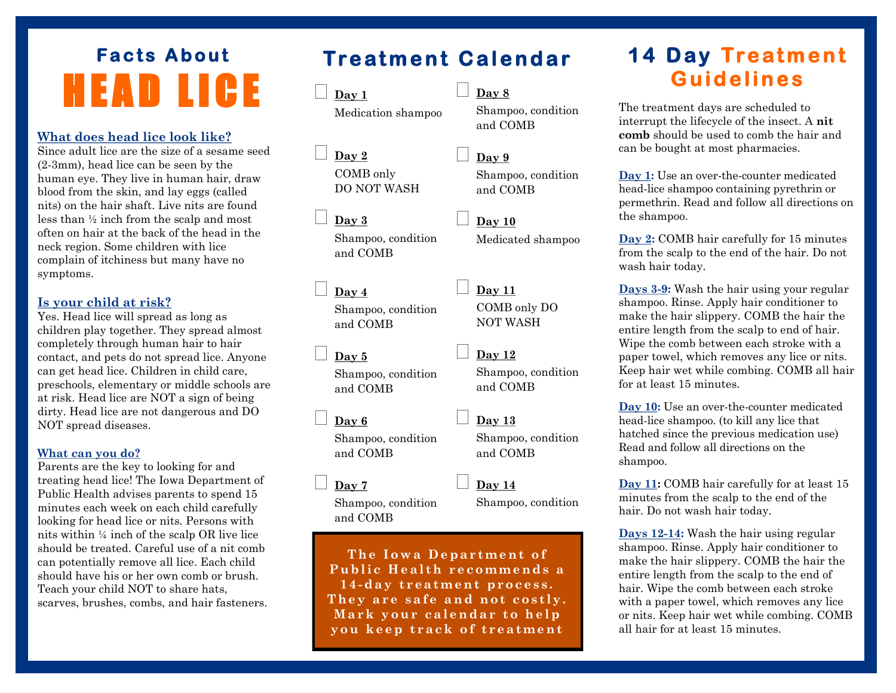# Facts About HEAD LICE

### What does head lice look like?

Since adult lice are the size of a sesame seed (2-3mm), head lice can be seen by the human eye. They live in human hair, draw blood from the skin, and lay eggs (called nits) on the hair shaft. Live nits are found less than ½ inch from the scalp and most often on hair at the back of the head in the neck region. Some children with lice complain of itchiness but many have no symptoms.

### Is your child at risk?

Yes. Head lice will spread as long as children play together. They spread almost completely through human hair to hair contact, and pets do not spread lice. Anyone can get head lice. Children in child care, preschools, elementary or middle schools are at risk. Head lice are NOT a sign of being dirty. Head lice are not dangerous and DO NOT spread diseases.

### What can you do?

Parents are the key to looking for and treating head lice! The Iowa Department of Public Health advises parents to spend 15 minutes each week on each child carefully looking for head lice or nits. Persons with nits within ¼ inch of the scalp OR live lice should be treated. Careful use of a nit comb can potentially remove all lice. Each child should have his or her own comb or brush. Teach your child NOT to share hats, scarves, brushes, combs, and hair fasteners.

# Treatment Calendar

- ☐ **Day 1** Medication shampoo
- ☐ **Day 2** COMB only DO NOT WASH
- ☐ **Day 3** Shampoo, condition and COMB
- ☐ **Day 4** Shampoo, condition and COMB
- ☐ **Day 5** Shampoo, condition and COMB
- ☐ **Day 6** Shampoo, condition and COMB
- ☐ **Day 7** Shampoo, condition and COMB
- ☐ **Day 8** Shampoo, condition and COMB
- ☐ **Day 9** Shampoo, condition and COMB
- ☐ **Day 10** Medicated shampoo
- ☐ **Day 11** COMB only DO NOT WASH
- ☐ **Day 12** Shampoo, condition and COMB
- ☐ **Day 13** Shampoo, condition and COMB
- ☐ **Day 14** Shampoo, condition

**The Iowa Department of Public Health recommends a 14-day treatment process. They are safe and not costly. Mark your calendar to help you keep track of treatment**

# 14 Day Treatment Guidelines

The treatment days are scheduled to interrupt the lifecycle of the insect. A **nit comb** should be used to comb the hair and can be bought at most pharmacies.

**Day 1:** Use an over-the-counter medicated head-lice shampoo containing pyrethrin or permethrin. Read and follow all directions on the shampoo.

**Day 2:** COMB hair carefully for 15 minutes from the scalp to the end of the hair. Do not wash hair today.

**Days 3-9:** Wash the hair using your regular shampoo. Rinse. Apply hair conditioner to make the hair slippery. COMB the hair the entire length from the scalp to end of hair. Wipe the comb between each stroke with a paper towel, which removes any lice or nits. Keep hair wet while combing. COMB all hair for at least 15 minutes.

**Day 10:** Use an over-the-counter medicated head-lice shampoo. (to kill any lice that hatched since the previous medication use) Read and follow all directions on the shampoo.

**Day 11:** COMB hair carefully for at least 15 minutes from the scalp to the end of the hair. Do not wash hair today.

**Days 12-14:** Wash the hair using regular shampoo. Rinse. Apply hair conditioner to make the hair slippery. COMB the hair the entire length from the scalp to the end of hair. Wipe the comb between each stroke with a paper towel, which removes any lice or nits. Keep hair wet while combing. COMB all hair for at least 15 minutes.